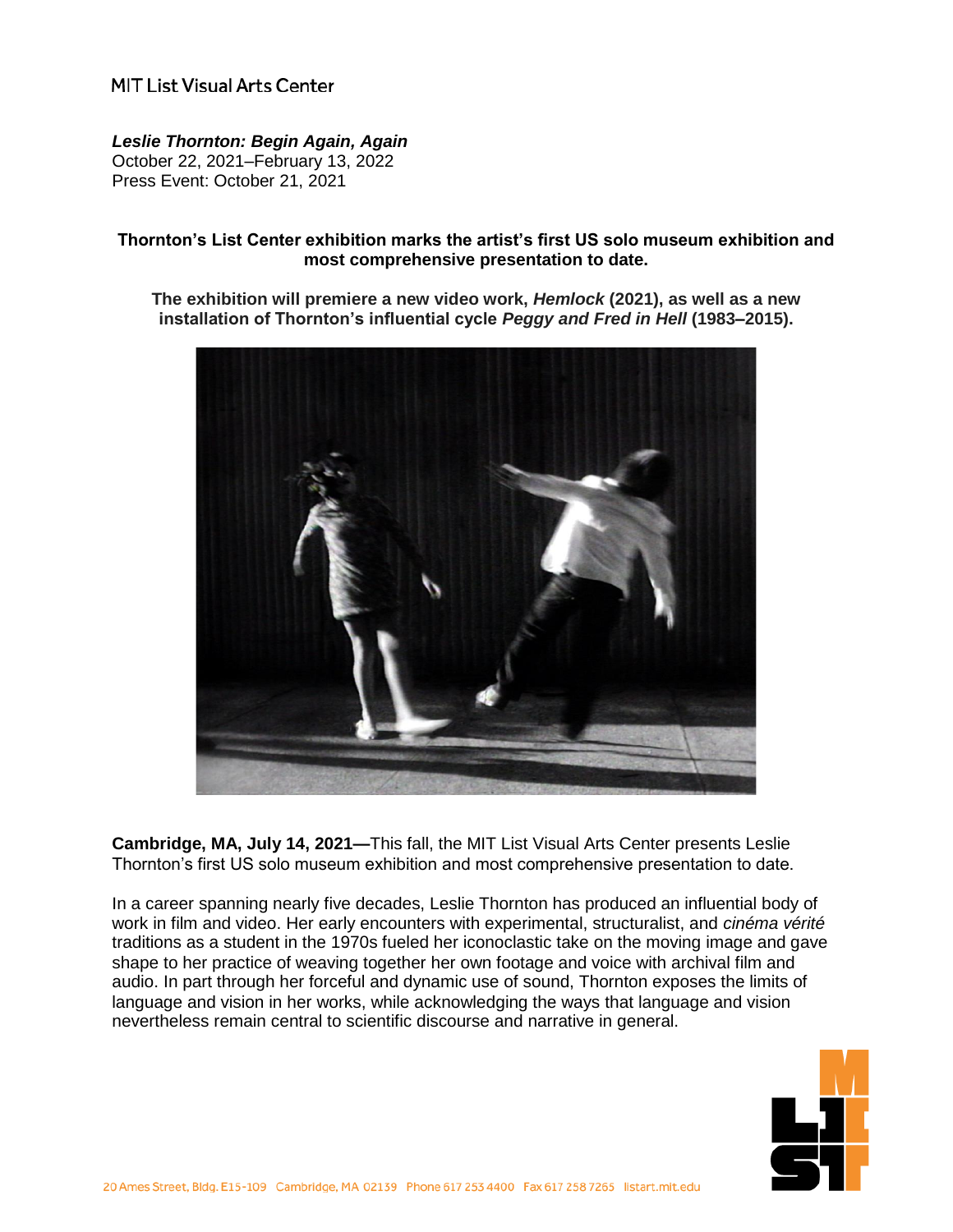MIT List Visual Arts Center

***Leslie Thornton: Begin Again, Again***
October 22, 2021–February 13, 2022
Press Event: October 21, 2021

**Thornton's List Center exhibition marks the artist's first US solo museum exhibition and most comprehensive presentation to date.**

**The exhibition will premiere a new video work, *Hemlock* (2021), as well as a new installation of Thornton's influential cycle *Peggy and Fred in Hell* (1983–2015).**

**Cambridge, MA, July 14, 2021—**This fall, the MIT List Visual Arts Center presents Leslie Thornton's first US solo museum exhibition and most comprehensive presentation to date.

In a career spanning nearly five decades, Leslie Thornton has produced an influential body of work in film and video. Her early encounters with experimental, structuralist, and *cinéma vérité* traditions as a student in the 1970s fueled her iconoclastic take on the moving image and gave shape to her practice of weaving together her own footage and voice with archival film and audio. In part through her forceful and dynamic use of sound, Thornton exposes the limits of language and vision in her works, while acknowledging the ways that language and vision nevertheless remain central to scientific discourse and narrative in general.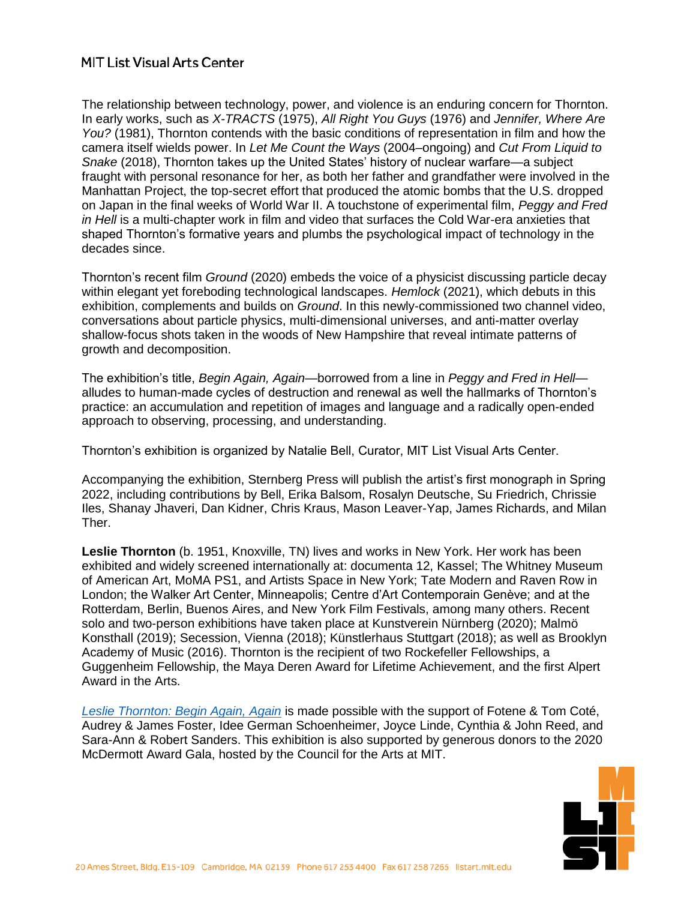The relationship between technology, power, and violence is an enduring concern for Thornton. In early works, such as *X-TRACTS* (1975), *All Right You Guys* (1976) and *Jennifer, Where Are You?* (1981), Thornton contends with the basic conditions of representation in film and how the camera itself wields power. In *Let Me Count the Ways* (2004–ongoing) and *Cut From Liquid to Snake* (2018), Thornton takes up the United States' history of nuclear warfare—a subject fraught with personal resonance for her, as both her father and grandfather were involved in the Manhattan Project, the top-secret effort that produced the atomic bombs that the U.S. dropped on Japan in the final weeks of World War II. A touchstone of experimental film, *Peggy and Fred in Hell* is a multi-chapter work in film and video that surfaces the Cold War-era anxieties that shaped Thornton's formative years and plumbs the psychological impact of technology in the decades since.

Thornton's recent film *Ground* (2020) embeds the voice of a physicist discussing particle decay within elegant yet foreboding technological landscapes. *Hemlock* (2021), which debuts in this exhibition, complements and builds on *Ground*. In this newly-commissioned two channel video, conversations about particle physics, multi-dimensional universes, and anti-matter overlay shallow-focus shots taken in the woods of New Hampshire that reveal intimate patterns of growth and decomposition.

The exhibition's title, *Begin Again, Again*—borrowed from a line in *Peggy and Fred in Hell*—alludes to human-made cycles of destruction and renewal as well the hallmarks of Thornton's practice: an accumulation and repetition of images and language and a radically open-ended approach to observing, processing, and understanding.

Thornton's exhibition is organized by Natalie Bell, Curator, MIT List Visual Arts Center.

Accompanying the exhibition, Sternberg Press will publish the artist's first monograph in Spring 2022, including contributions by Bell, Erika Balsom, Rosalyn Deutsche, Su Friedrich, Chrissie Iles, Shanay Jhaveri, Dan Kidner, Chris Kraus, Mason Leaver-Yap, James Richards, and Milan Ther.

**Leslie Thornton** (b. 1951, Knoxville, TN) lives and works in New York. Her work has been exhibited and widely screened internationally at: documenta 12, Kassel; The Whitney Museum of American Art, MoMA PS1, and Artists Space in New York; Tate Modern and Raven Row in London; the Walker Art Center, Minneapolis; Centre d'Art Contemporain Genève; and at the Rotterdam, Berlin, Buenos Aires, and New York Film Festivals, among many others. Recent solo and two-person exhibitions have taken place at Kunstverein Nürnberg (2020); Malmö Konsthall (2019); Secession, Vienna (2018); Künstlerhaus Stuttgart (2018); as well as Brooklyn Academy of Music (2016). Thornton is the recipient of two Rockefeller Fellowships, a Guggenheim Fellowship, the Maya Deren Award for Lifetime Achievement, and the first Alpert Award in the Arts.

*Leslie Thornton: Begin Again, Again* is made possible with the support of Fotene & Tom Coté, Audrey & James Foster, Idee German Schoenheimer, Joyce Linde, Cynthia & John Reed, and Sara-Ann & Robert Sanders. This exhibition is also supported by generous donors to the 2020 McDermott Award Gala, hosted by the Council for the Arts at MIT.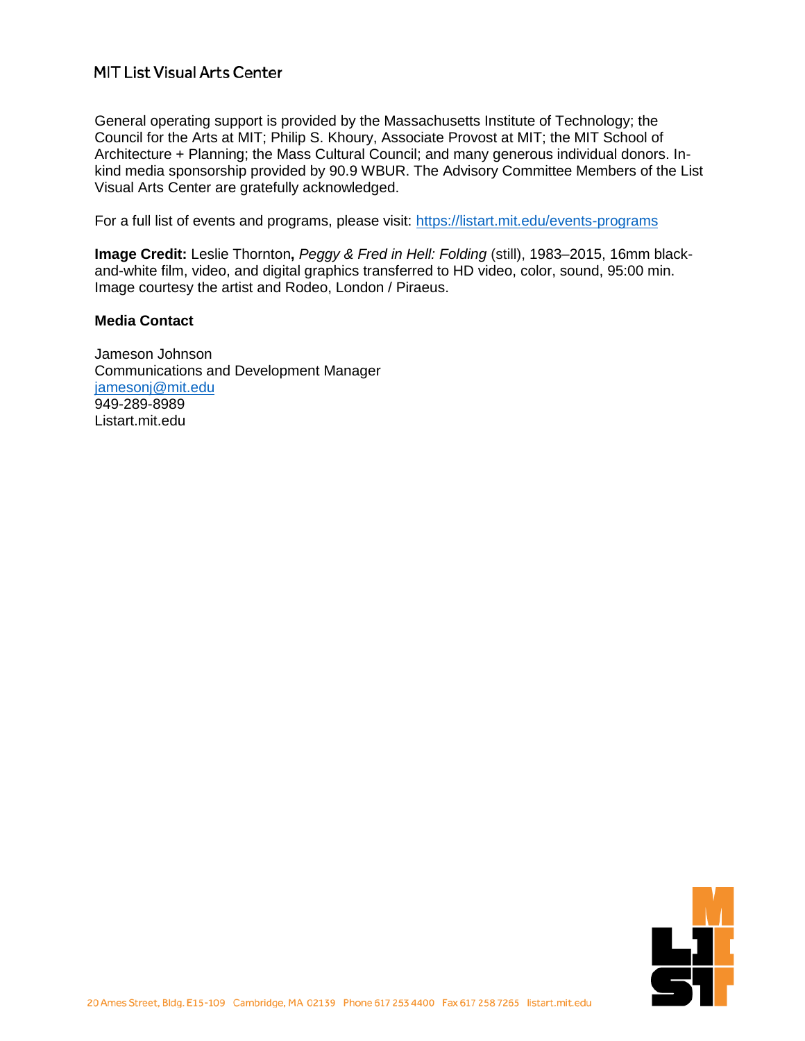General operating support is provided by the Massachusetts Institute of Technology; the Council for the Arts at MIT; Philip S. Khoury, Associate Provost at MIT; the MIT School of Architecture + Planning; the Mass Cultural Council; and many generous individual donors. In-kind media sponsorship provided by 90.9 WBUR. The Advisory Committee Members of the List Visual Arts Center are gratefully acknowledged.

For a full list of events and programs, please visit: https://listart.mit.edu/events-programs

**Image Credit:** Leslie Thornton**,** *Peggy & Fred in Hell: Folding* (still), 1983–2015, 16mm black-and-white film, video, and digital graphics transferred to HD video, color, sound, 95:00 min. Image courtesy the artist and Rodeo, London / Piraeus.

**Media Contact**

Jameson Johnson
Communications and Development Manager
jamesonj@mit.edu
949-289-8989
Listart.mit.edu